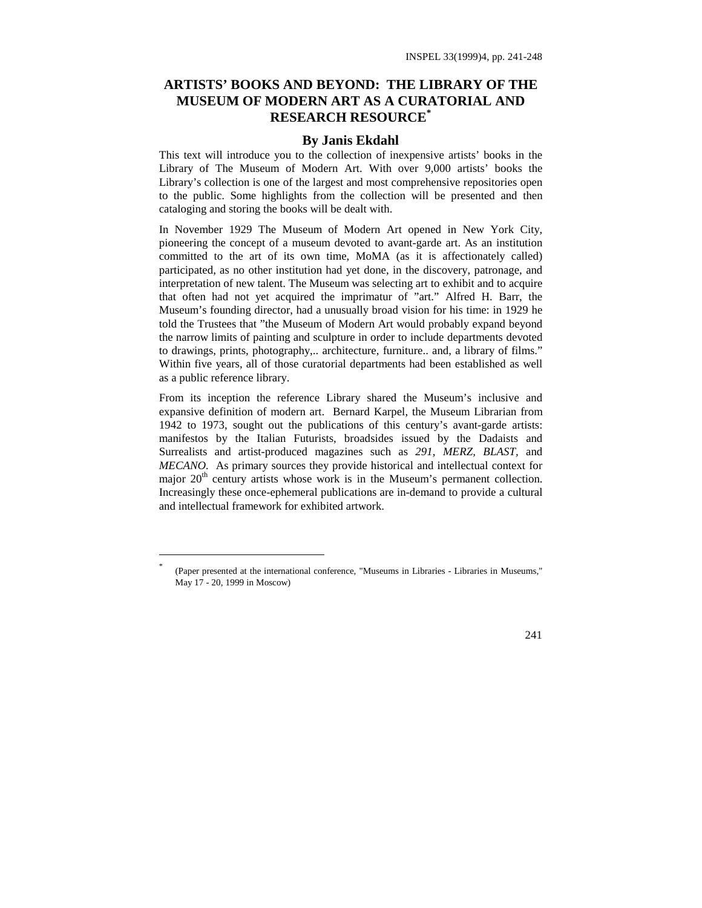# ARTISTS' BOOKS AND BEYOND: THE LIBRARY OF THE MUSEUM OF MODERN ART AS A CURATORIAL AND RESEARCH RESOURCE*

## By Janis Ekdahl

This text will introduce you to the collection of inexpensive artists' books in the Library of The Museum of Modern Art. With over 9,000 artists' books the Library's collection is one of the largest and most comprehensive repositories open to the public. Some highlights from the collection will be presented and then cataloging and storing the books will be dealt with.

In November 1929 The Museum of Modern Art opened in New York City, pioneering the concept of a museum devoted to avant-garde art. As an institution committed to the art of its own time, MoMA (as it is affectionately called) participated, as no other institution had yet done, in the discovery, patronage, and interpretation of new talent. The Museum was selecting art to exhibit and to acquire that often had not yet acquired the imprimatur of "art." Alfred H. Barr, the Museum's founding director, had a unusually broad vision for his time: in 1929 he told the Trustees that "the Museum of Modern Art would probably expand beyond the narrow limits of painting and sculpture in order to include departments devoted to drawings, prints, photography,.. architecture, furniture.. and, a library of films." Within five years, all of those curatorial departments had been established as well as a public reference library.

From its inception the reference Library shared the Museum's inclusive and expansive definition of modern art. Bernard Karpel, the Museum Librarian from 1942 to 1973, sought out the publications of this century's avant-garde artists: manifestos by the Italian Futurists, broadsides issued by the Dadaists and Surrealists and artist-produced magazines such as *291*, *MERZ*, *BLAST*, and *MECANO*. As primary sources they provide historical and intellectual context for major 20th century artists whose work is in the Museum's permanent collection. Increasingly these once-ephemeral publications are in-demand to provide a cultural and intellectual framework for exhibited artwork.

---

* (Paper presented at the international conference, "Museums in Libraries - Libraries in Museums," May 17 - 20, 1999 in Moscow)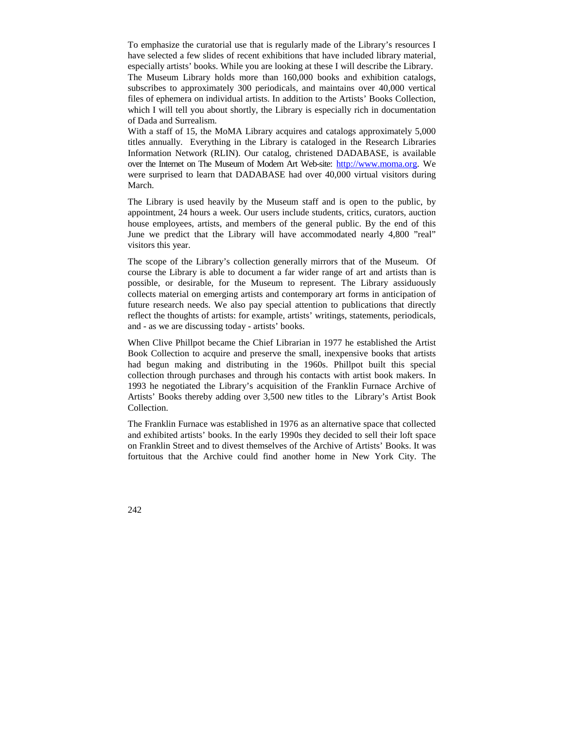To emphasize the curatorial use that is regularly made of the Library's resources I have selected a few slides of recent exhibitions that have included library material, especially artists' books. While you are looking at these I will describe the Library.
The Museum Library holds more than 160,000 books and exhibition catalogs, subscribes to approximately 300 periodicals, and maintains over 40,000 vertical files of ephemera on individual artists. In addition to the Artists' Books Collection, which I will tell you about shortly, the Library is especially rich in documentation of Dada and Surrealism.
With a staff of 15, the MoMA Library acquires and catalogs approximately 5,000 titles annually. Everything in the Library is cataloged in the Research Libraries Information Network (RLIN). Our catalog, christened DADABASE, is available over the Internet on The Museum of Modern Art Web-site: http://www.moma.org. We were surprised to learn that DADABASE had over 40,000 virtual visitors during March.

The Library is used heavily by the Museum staff and is open to the public, by appointment, 24 hours a week. Our users include students, critics, curators, auction house employees, artists, and members of the general public. By the end of this June we predict that the Library will have accommodated nearly 4,800 "real" visitors this year.

The scope of the Library's collection generally mirrors that of the Museum. Of course the Library is able to document a far wider range of art and artists than is possible, or desirable, for the Museum to represent. The Library assiduously collects material on emerging artists and contemporary art forms in anticipation of future research needs. We also pay special attention to publications that directly reflect the thoughts of artists: for example, artists' writings, statements, periodicals, and - as we are discussing today - artists' books.

When Clive Phillpot became the Chief Librarian in 1977 he established the Artist Book Collection to acquire and preserve the small, inexpensive books that artists had begun making and distributing in the 1960s. Phillpot built this special collection through purchases and through his contacts with artist book makers. In 1993 he negotiated the Library's acquisition of the Franklin Furnace Archive of Artists' Books thereby adding over 3,500 new titles to the Library's Artist Book Collection.

The Franklin Furnace was established in 1976 as an alternative space that collected and exhibited artists' books. In the early 1990s they decided to sell their loft space on Franklin Street and to divest themselves of the Archive of Artists' Books. It was fortuitous that the Archive could find another home in New York City. The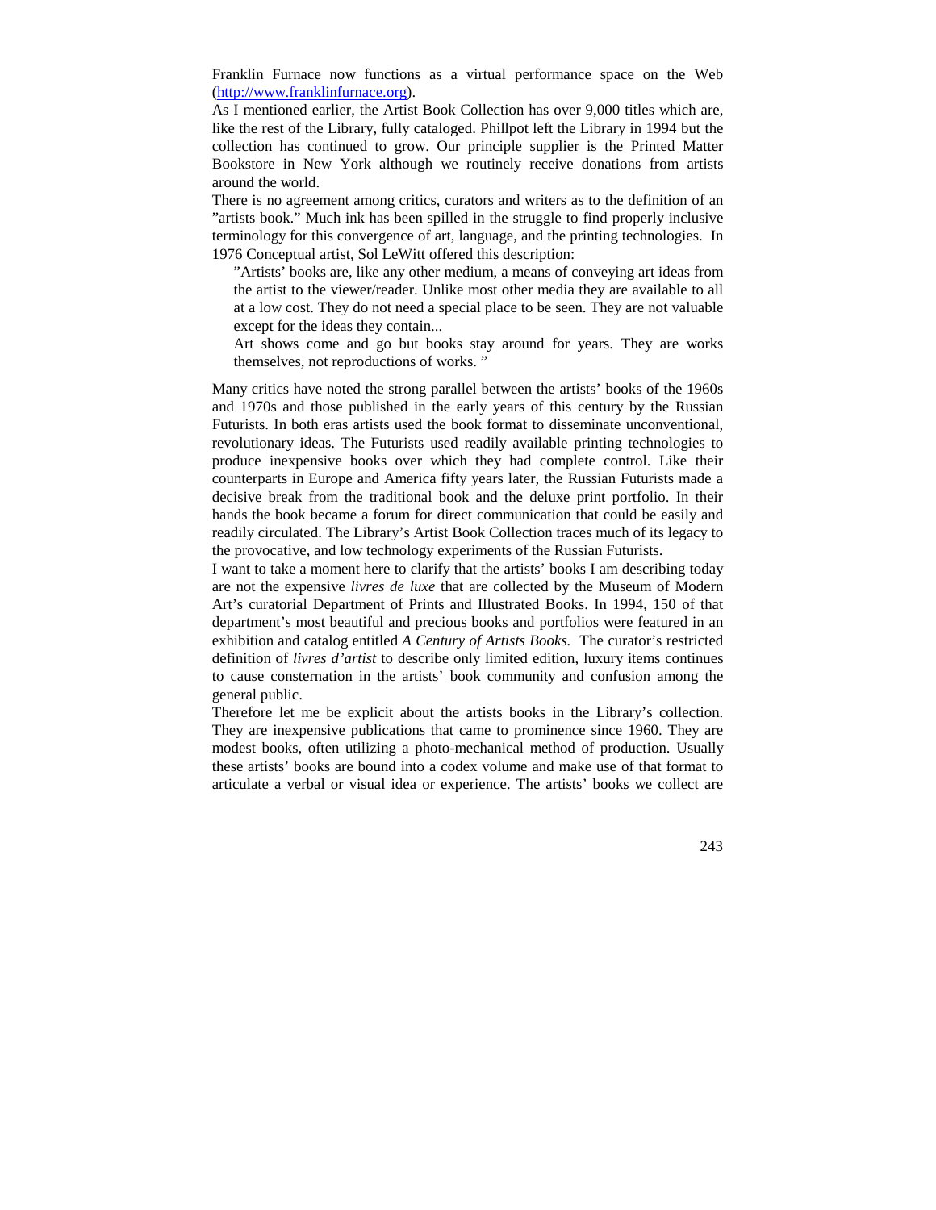Franklin Furnace now functions as a virtual performance space on the Web (http://www.franklinfurnace.org).

As I mentioned earlier, the Artist Book Collection has over 9,000 titles which are, like the rest of the Library, fully cataloged. Phillpot left the Library in 1994 but the collection has continued to grow. Our principle supplier is the Printed Matter Bookstore in New York although we routinely receive donations from artists around the world.

There is no agreement among critics, curators and writers as to the definition of an "artists book." Much ink has been spilled in the struggle to find properly inclusive terminology for this convergence of art, language, and the printing technologies. In 1976 Conceptual artist, Sol LeWitt offered this description:

> "Artists' books are, like any other medium, a means of conveying art ideas from the artist to the viewer/reader. Unlike most other media they are available to all at a low cost. They do not need a special place to be seen. They are not valuable except for the ideas they contain...
>
> Art shows come and go but books stay around for years. They are works themselves, not reproductions of works. "

Many critics have noted the strong parallel between the artists' books of the 1960s and 1970s and those published in the early years of this century by the Russian Futurists. In both eras artists used the book format to disseminate unconventional, revolutionary ideas. The Futurists used readily available printing technologies to produce inexpensive books over which they had complete control. Like their counterparts in Europe and America fifty years later, the Russian Futurists made a decisive break from the traditional book and the deluxe print portfolio. In their hands the book became a forum for direct communication that could be easily and readily circulated. The Library's Artist Book Collection traces much of its legacy to the provocative, and low technology experiments of the Russian Futurists.

I want to take a moment here to clarify that the artists' books I am describing today are not the expensive *livres de luxe* that are collected by the Museum of Modern Art's curatorial Department of Prints and Illustrated Books. In 1994, 150 of that department's most beautiful and precious books and portfolios were featured in an exhibition and catalog entitled *A Century of Artists Books.* The curator's restricted definition of *livres d'artist* to describe only limited edition, luxury items continues to cause consternation in the artists' book community and confusion among the general public.

Therefore let me be explicit about the artists books in the Library's collection. They are inexpensive publications that came to prominence since 1960. They are modest books, often utilizing a photo-mechanical method of production. Usually these artists' books are bound into a codex volume and make use of that format to articulate a verbal or visual idea or experience. The artists' books we collect are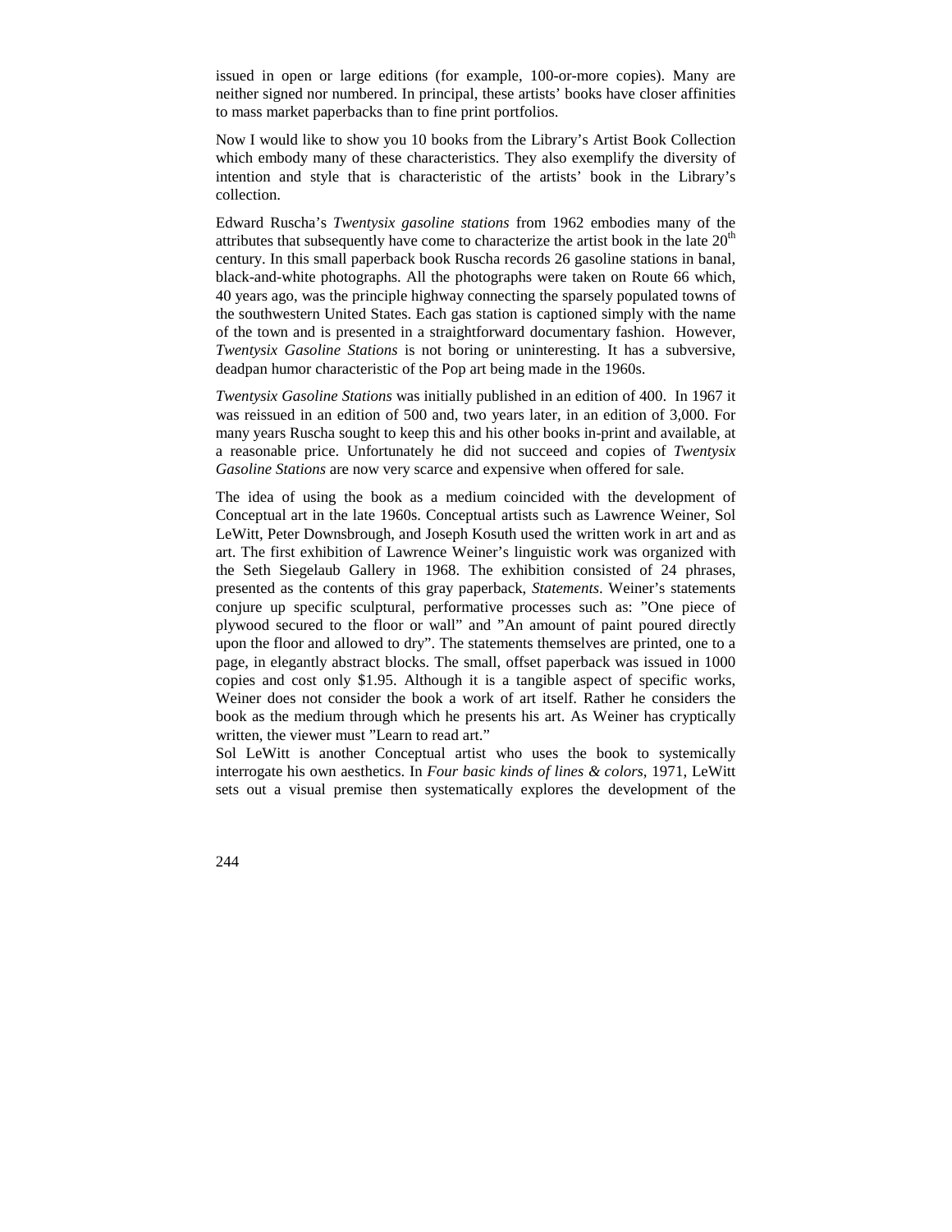issued in open or large editions (for example, 100-or-more copies). Many are neither signed nor numbered. In principal, these artists' books have closer affinities to mass market paperbacks than to fine print portfolios.

Now I would like to show you 10 books from the Library's Artist Book Collection which embody many of these characteristics. They also exemplify the diversity of intention and style that is characteristic of the artists' book in the Library's collection.

Edward Ruscha's *Twentysix gasoline stations* from 1962 embodies many of the attributes that subsequently have come to characterize the artist book in the late 20th century. In this small paperback book Ruscha records 26 gasoline stations in banal, black-and-white photographs. All the photographs were taken on Route 66 which, 40 years ago, was the principle highway connecting the sparsely populated towns of the southwestern United States. Each gas station is captioned simply with the name of the town and is presented in a straightforward documentary fashion. However, *Twentysix Gasoline Stations* is not boring or uninteresting. It has a subversive, deadpan humor characteristic of the Pop art being made in the 1960s.

*Twentysix Gasoline Stations* was initially published in an edition of 400. In 1967 it was reissued in an edition of 500 and, two years later, in an edition of 3,000. For many years Ruscha sought to keep this and his other books in-print and available, at a reasonable price. Unfortunately he did not succeed and copies of *Twentysix Gasoline Stations* are now very scarce and expensive when offered for sale.

The idea of using the book as a medium coincided with the development of Conceptual art in the late 1960s. Conceptual artists such as Lawrence Weiner, Sol LeWitt, Peter Downsbrough, and Joseph Kosuth used the written work in art and as art. The first exhibition of Lawrence Weiner's linguistic work was organized with the Seth Siegelaub Gallery in 1968. The exhibition consisted of 24 phrases, presented as the contents of this gray paperback, *Statements*. Weiner's statements conjure up specific sculptural, performative processes such as: "One piece of plywood secured to the floor or wall" and "An amount of paint poured directly upon the floor and allowed to dry". The statements themselves are printed, one to a page, in elegantly abstract blocks. The small, offset paperback was issued in 1000 copies and cost only $1.95. Although it is a tangible aspect of specific works, Weiner does not consider the book a work of art itself. Rather he considers the book as the medium through which he presents his art. As Weiner has cryptically written, the viewer must "Learn to read art."

Sol LeWitt is another Conceptual artist who uses the book to systemically interrogate his own aesthetics. In *Four basic kinds of lines & colors*, 1971, LeWitt sets out a visual premise then systematically explores the development of the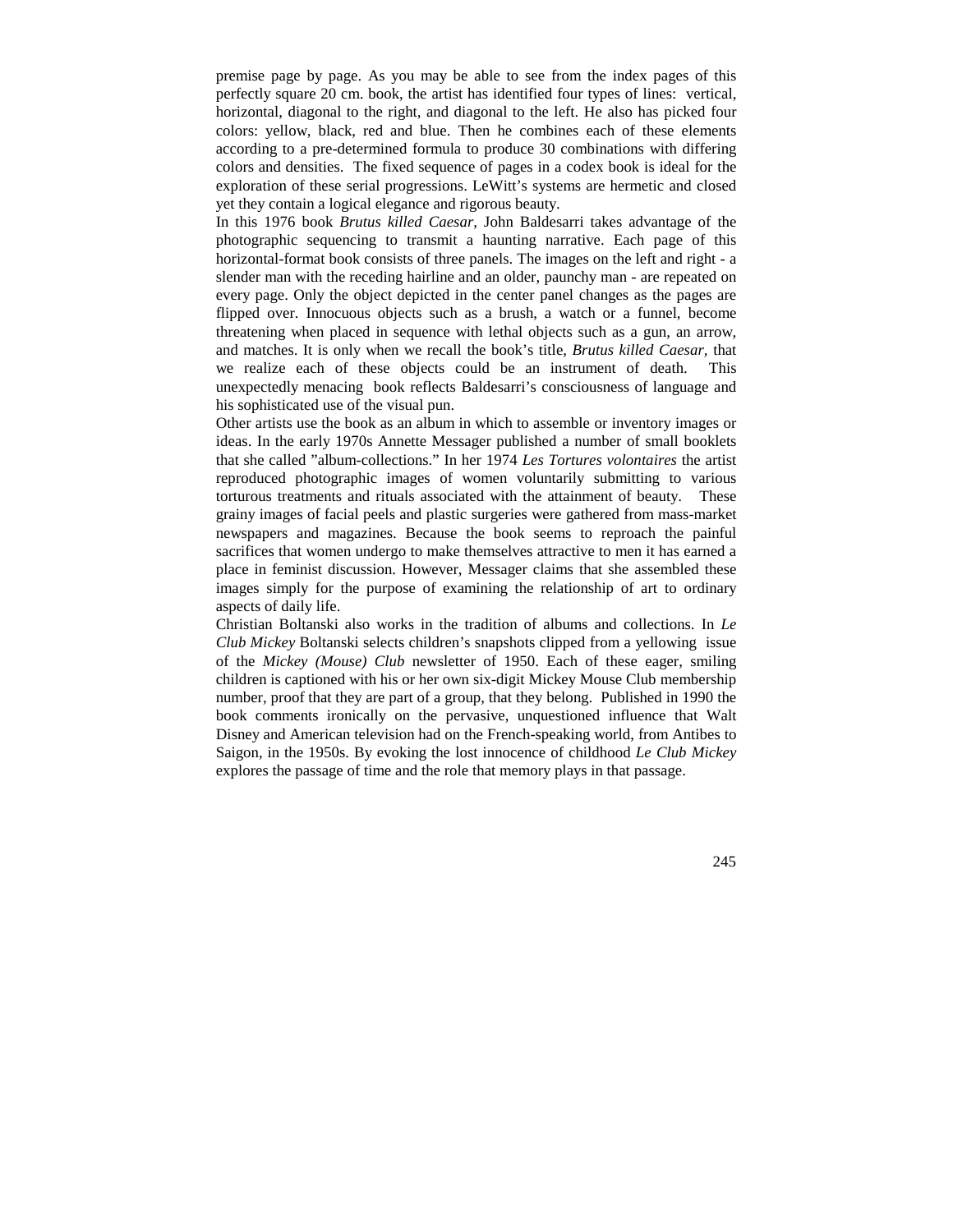premise page by page. As you may be able to see from the index pages of this perfectly square 20 cm. book, the artist has identified four types of lines: vertical, horizontal, diagonal to the right, and diagonal to the left. He also has picked four colors: yellow, black, red and blue. Then he combines each of these elements according to a pre-determined formula to produce 30 combinations with differing colors and densities. The fixed sequence of pages in a codex book is ideal for the exploration of these serial progressions. LeWitt's systems are hermetic and closed yet they contain a logical elegance and rigorous beauty.

In this 1976 book *Brutus killed Caesar*, John Baldesarri takes advantage of the photographic sequencing to transmit a haunting narrative. Each page of this horizontal-format book consists of three panels. The images on the left and right - a slender man with the receding hairline and an older, paunchy man - are repeated on every page. Only the object depicted in the center panel changes as the pages are flipped over. Innocuous objects such as a brush, a watch or a funnel, become threatening when placed in sequence with lethal objects such as a gun, an arrow, and matches. It is only when we recall the book's title, *Brutus killed Caesar*, that we realize each of these objects could be an instrument of death. This unexpectedly menacing book reflects Baldesarri's consciousness of language and his sophisticated use of the visual pun.

Other artists use the book as an album in which to assemble or inventory images or ideas. In the early 1970s Annette Messager published a number of small booklets that she called "album-collections." In her 1974 *Les Tortures volontaires* the artist reproduced photographic images of women voluntarily submitting to various torturous treatments and rituals associated with the attainment of beauty. These grainy images of facial peels and plastic surgeries were gathered from mass-market newspapers and magazines. Because the book seems to reproach the painful sacrifices that women undergo to make themselves attractive to men it has earned a place in feminist discussion. However, Messager claims that she assembled these images simply for the purpose of examining the relationship of art to ordinary aspects of daily life.

Christian Boltanski also works in the tradition of albums and collections. In *Le Club Mickey* Boltanski selects children's snapshots clipped from a yellowing issue of the *Mickey (Mouse) Club* newsletter of 1950. Each of these eager, smiling children is captioned with his or her own six-digit Mickey Mouse Club membership number, proof that they are part of a group, that they belong. Published in 1990 the book comments ironically on the pervasive, unquestioned influence that Walt Disney and American television had on the French-speaking world, from Antibes to Saigon, in the 1950s. By evoking the lost innocence of childhood *Le Club Mickey* explores the passage of time and the role that memory plays in that passage.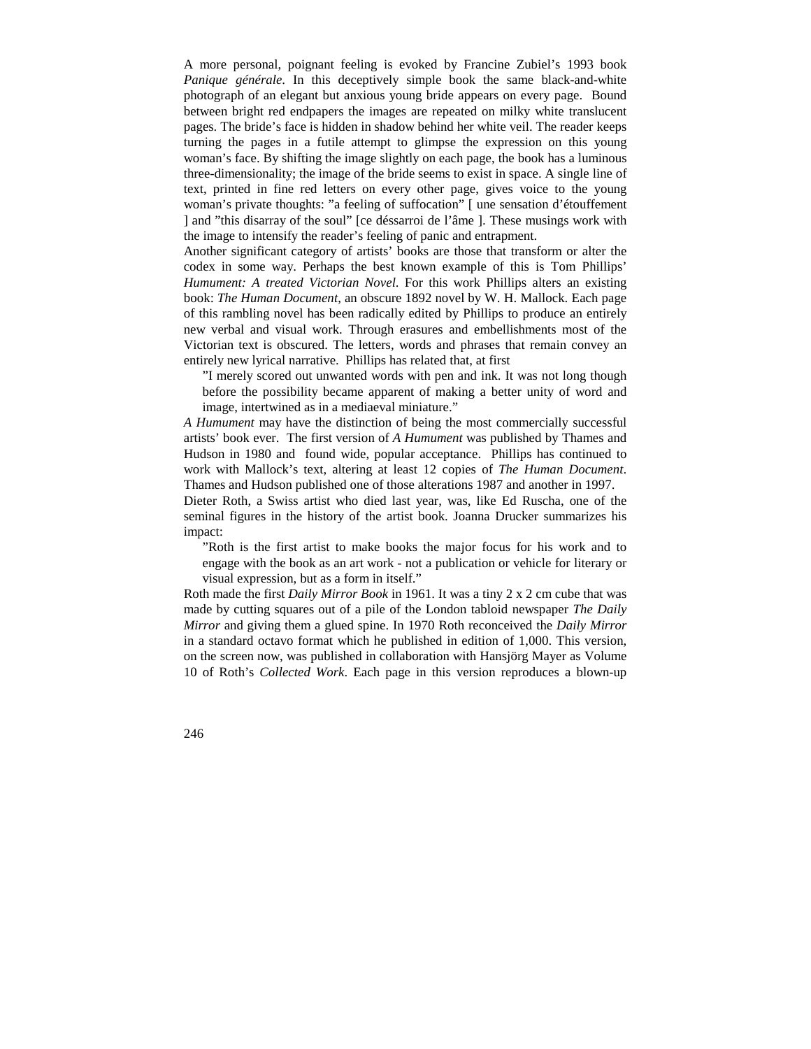A more personal, poignant feeling is evoked by Francine Zubiel's 1993 book *Panique générale*. In this deceptively simple book the same black-and-white photograph of an elegant but anxious young bride appears on every page. Bound between bright red endpapers the images are repeated on milky white translucent pages. The bride's face is hidden in shadow behind her white veil. The reader keeps turning the pages in a futile attempt to glimpse the expression on this young woman's face. By shifting the image slightly on each page, the book has a luminous three-dimensionality; the image of the bride seems to exist in space. A single line of text, printed in fine red letters on every other page, gives voice to the young woman's private thoughts: "a feeling of suffocation" [ une sensation d'étouffement ] and "this disarray of the soul" [ce déssarroi de l'âme ]. These musings work with the image to intensify the reader's feeling of panic and entrapment.

Another significant category of artists' books are those that transform or alter the codex in some way. Perhaps the best known example of this is Tom Phillips' *Humument: A treated Victorian Novel*. For this work Phillips alters an existing book: *The Human Document*, an obscure 1892 novel by W. H. Mallock. Each page of this rambling novel has been radically edited by Phillips to produce an entirely new verbal and visual work. Through erasures and embellishments most of the Victorian text is obscured. The letters, words and phrases that remain convey an entirely new lyrical narrative. Phillips has related that, at first

> "I merely scored out unwanted words with pen and ink. It was not long though before the possibility became apparent of making a better unity of word and image, intertwined as in a mediaeval miniature."

*A Humument* may have the distinction of being the most commercially successful artists' book ever. The first version of *A Humument* was published by Thames and Hudson in 1980 and found wide, popular acceptance. Phillips has continued to work with Mallock's text, altering at least 12 copies of *The Human Document*. Thames and Hudson published one of those alterations 1987 and another in 1997.

Dieter Roth, a Swiss artist who died last year, was, like Ed Ruscha, one of the seminal figures in the history of the artist book. Joanna Drucker summarizes his impact:

> "Roth is the first artist to make books the major focus for his work and to engage with the book as an art work - not a publication or vehicle for literary or visual expression, but as a form in itself."

Roth made the first *Daily Mirror Book* in 1961. It was a tiny 2 x 2 cm cube that was made by cutting squares out of a pile of the London tabloid newspaper *The Daily Mirror* and giving them a glued spine. In 1970 Roth reconceived the *Daily Mirror* in a standard octavo format which he published in edition of 1,000. This version, on the screen now, was published in collaboration with Hansjörg Mayer as Volume 10 of Roth's *Collected Work*. Each page in this version reproduces a blown-up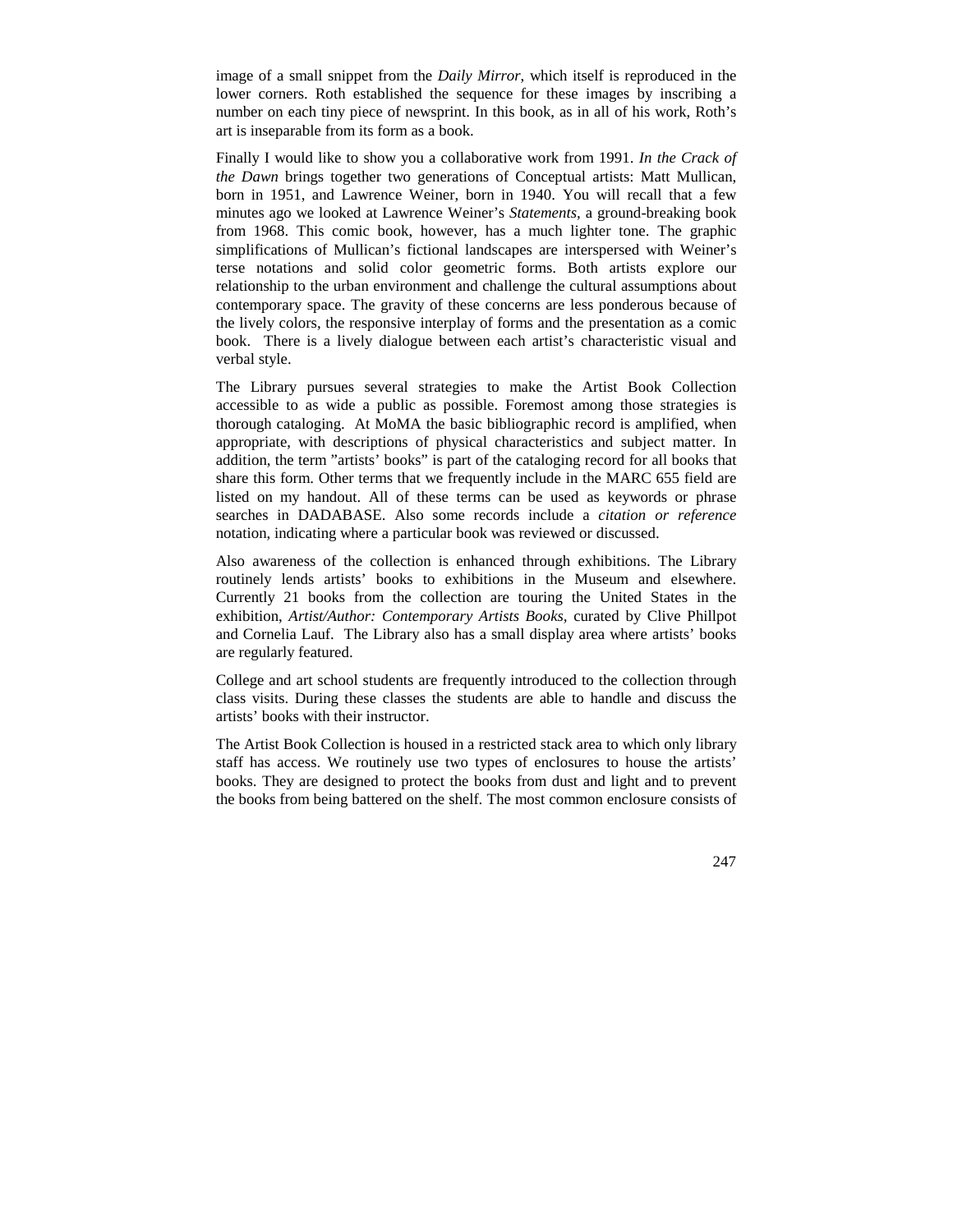image of a small snippet from the *Daily Mirror*, which itself is reproduced in the lower corners. Roth established the sequence for these images by inscribing a number on each tiny piece of newsprint. In this book, as in all of his work, Roth's art is inseparable from its form as a book.

Finally I would like to show you a collaborative work from 1991. *In the Crack of the Dawn* brings together two generations of Conceptual artists: Matt Mullican, born in 1951, and Lawrence Weiner, born in 1940. You will recall that a few minutes ago we looked at Lawrence Weiner's *Statements*, a ground-breaking book from 1968. This comic book, however, has a much lighter tone. The graphic simplifications of Mullican's fictional landscapes are interspersed with Weiner's terse notations and solid color geometric forms. Both artists explore our relationship to the urban environment and challenge the cultural assumptions about contemporary space. The gravity of these concerns are less ponderous because of the lively colors, the responsive interplay of forms and the presentation as a comic book. There is a lively dialogue between each artist's characteristic visual and verbal style.

The Library pursues several strategies to make the Artist Book Collection accessible to as wide a public as possible. Foremost among those strategies is thorough cataloging. At MoMA the basic bibliographic record is amplified, when appropriate, with descriptions of physical characteristics and subject matter. In addition, the term "artists' books" is part of the cataloging record for all books that share this form. Other terms that we frequently include in the MARC 655 field are listed on my handout. All of these terms can be used as keywords or phrase searches in DADABASE. Also some records include a *citation or reference* notation, indicating where a particular book was reviewed or discussed.

Also awareness of the collection is enhanced through exhibitions. The Library routinely lends artists' books to exhibitions in the Museum and elsewhere. Currently 21 books from the collection are touring the United States in the exhibition, *Artist/Author: Contemporary Artists Books*, curated by Clive Phillpot and Cornelia Lauf. The Library also has a small display area where artists' books are regularly featured.

College and art school students are frequently introduced to the collection through class visits. During these classes the students are able to handle and discuss the artists' books with their instructor.

The Artist Book Collection is housed in a restricted stack area to which only library staff has access. We routinely use two types of enclosures to house the artists' books. They are designed to protect the books from dust and light and to prevent the books from being battered on the shelf. The most common enclosure consists of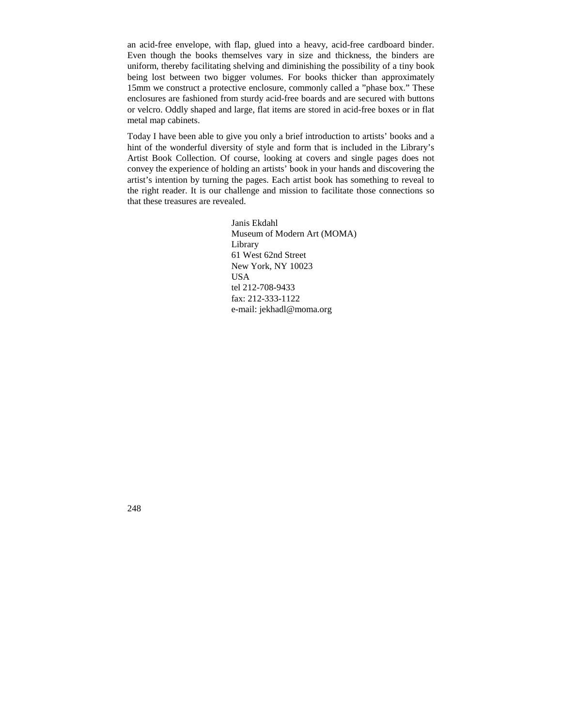an acid-free envelope, with flap, glued into a heavy, acid-free cardboard binder. Even though the books themselves vary in size and thickness, the binders are uniform, thereby facilitating shelving and diminishing the possibility of a tiny book being lost between two bigger volumes. For books thicker than approximately 15mm we construct a protective enclosure, commonly called a "phase box." These enclosures are fashioned from sturdy acid-free boards and are secured with buttons or velcro. Oddly shaped and large, flat items are stored in acid-free boxes or in flat metal map cabinets.

Today I have been able to give you only a brief introduction to artists' books and a hint of the wonderful diversity of style and form that is included in the Library's Artist Book Collection. Of course, looking at covers and single pages does not convey the experience of holding an artists' book in your hands and discovering the artist's intention by turning the pages. Each artist book has something to reveal to the right reader. It is our challenge and mission to facilitate those connections so that these treasures are revealed.

Janis Ekdahl
Museum of Modern Art (MOMA)
Library
61 West 62nd Street
New York, NY 10023
USA
tel 212-708-9433
fax: 212-333-1122
e-mail: jekhadl@moma.org